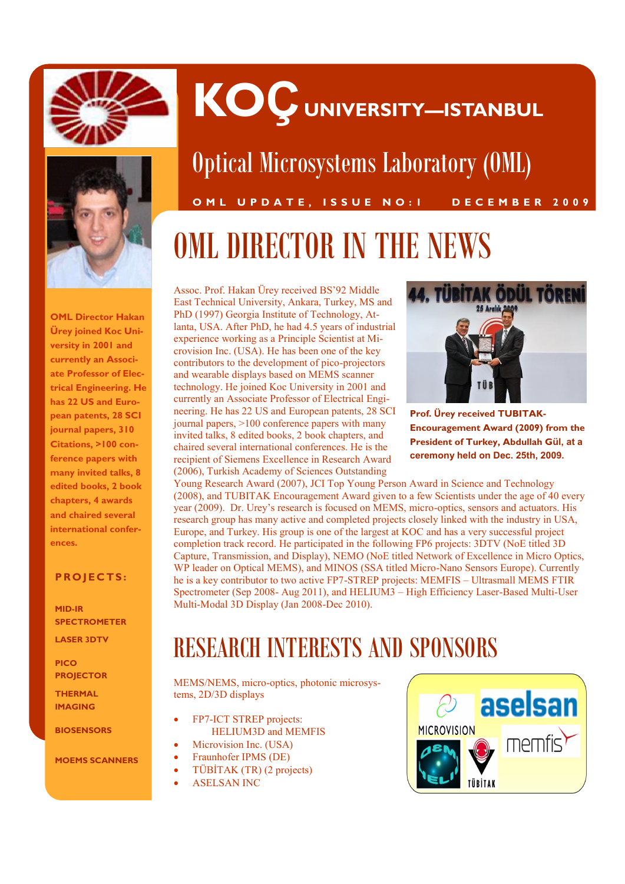# KOÇ UNIVERSITY—ISTANBUL

## Optical Microsystems Laboratory (OML)

**OML UPDATE, ISSUE NO:1 DECEMBER 2009**

**OML Director Hakan Ürey joined Koc University in 2001 and currently an Associate Professor of Electrical Engineering. He has 22 US and European patents, 28 SCI journal papers, 310 Citations, >100 conference papers with many invited talks, 8 edited books, 2 book chapters, 4 awards and chaired several international conferences.**

### PROJECTS:

- **MID-IR SPECTROMETER**
- **LASER 3DTV**
- **PICO PROJECTOR**
- **THERMAL IMAGING**
- **BIOSENSORS**
- **MOEMS SCANNERS**

# OML DIRECTOR IN THE NEWS

Assoc. Prof. Hakan Ürey received BS'92 Middle East Technical University, Ankara, Turkey, MS and PhD (1997) Georgia Institute of Technology, Atlanta, USA. After PhD, he had 4.5 years of industrial experience working as a Principle Scientist at Microvision Inc. (USA). He has been one of the key contributors to the development of pico-projectors and wearable displays based on MEMS scanner technology. He joined Koc University in 2001 and currently an Associate Professor of Electrical Engineering. He has 22 US and European patents, 28 SCI journal papers, >100 conference papers with many invited talks, 8 edited books, 2 book chapters, and chaired several international conferences. He is the recipient of Siemens Excellence in Research Award (2006), Turkish Academy of Sciences Outstanding Young Research Award (2007), JCI Top Young Person Award in Science and Technology (2008), and TUBITAK Encouragement Award given to a few Scientists under the age of 40 every year (2009). Dr. Urey's research is focused on MEMS, micro-optics, sensors and actuators. His research group has many active and completed projects closely linked with the industry in USA, Europe, and Turkey. His group is one of the largest at KOC and has a very successful project completion track record. He participated in the following FP6 projects: 3DTV (NoE titled 3D Capture, Transmission, and Display), NEMO (NoE titled Network of Excellence in Micro Optics, WP leader on Optical MEMS), and MINOS (SSA titled Micro-Nano Sensors Europe). Currently he is a key contributor to two active FP7-STREP projects: MEMFIS – Ultrasmall MEMS FTIR Spectrometer (Sep 2008- Aug 2011), and HELIUM3 – High Efficiency Laser-Based Multi-User Multi-Modal 3D Display (Jan 2008-Dec 2010).

**Prof. Ürey received TUBITAK-Encouragement Award (2009) from the President of Turkey, Abdullah Gül, at a ceremony held on Dec. 25th, 2009.**

# RESEARCH INTERESTS AND SPONSORS

MEMS/NEMS, micro-optics, photonic microsystems, 2D/3D displays

- FP7-ICT STREP projects: HELIUM3D and MEMFIS
- Microvision Inc. (USA)
- Fraunhofer IPMS (DE)
- TÜBİTAK (TR) (2 projects)
- ASELSAN INC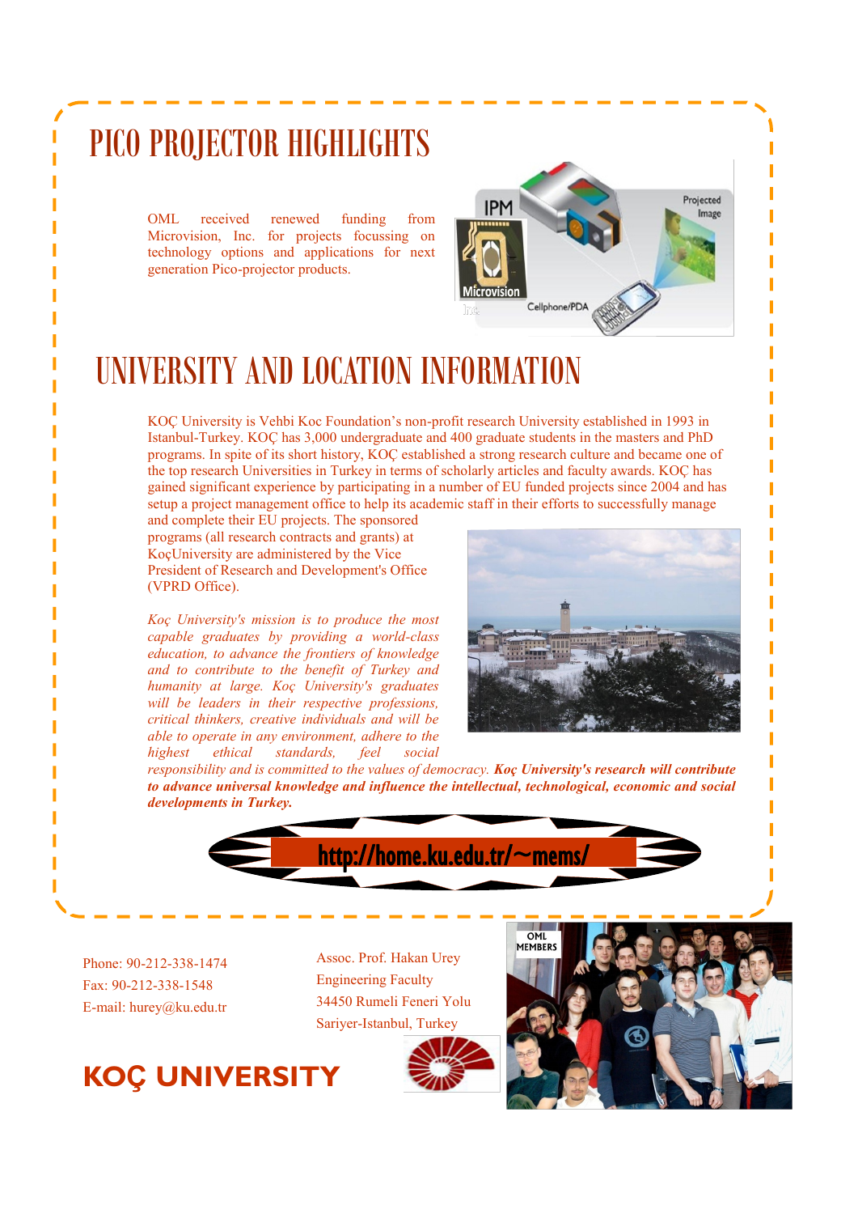# PICO PROJECTOR HIGHLIGHTS

OML received renewed funding from Microvision, Inc. for projects focussing on technology options and applications for next generation Pico-projector products.

# UNIVERSITY AND LOCATION INFORMATION

KOÇ University is Vehbi Koc Foundation's non-profit research University established in 1993 in Istanbul-Turkey. KOÇ has 3,000 undergraduate and 400 graduate students in the masters and PhD programs. In spite of its short history, KOÇ established a strong research culture and became one of the top research Universities in Turkey in terms of scholarly articles and faculty awards. KOÇ has gained significant experience by participating in a number of EU funded projects since 2004 and has setup a project management office to help its academic staff in their efforts to successfully manage and complete their EU projects. The sponsored programs (all research contracts and grants) at KoçUniversity are administered by the Vice President of Research and Development's Office (VPRD Office).

*Koç University's mission is to produce the most capable graduates by providing a world-class education, to advance the frontiers of knowledge and to contribute to the benefit of Turkey and humanity at large. Koç University's graduates will be leaders in their respective professions, critical thinkers, creative individuals and will be able to operate in any environment, adhere to the highest ethical standards, feel social responsibility and is committed to the values of democracy.* ***Koç University's research will contribute to advance universal knowledge and influence the intellectual, technological, economic and social developments in Turkey.***

http://home.ku.edu.tr/~mems/

Phone: 90-212-338-1474
Fax: 90-212-338-1548
E-mail: hurey@ku.edu.tr

Assoc. Prof. Hakan Urey
Engineering Faculty
34450 Rumeli Feneri Yolu
Sariyer-Istanbul, Turkey

**KOÇ UNIVERSITY**